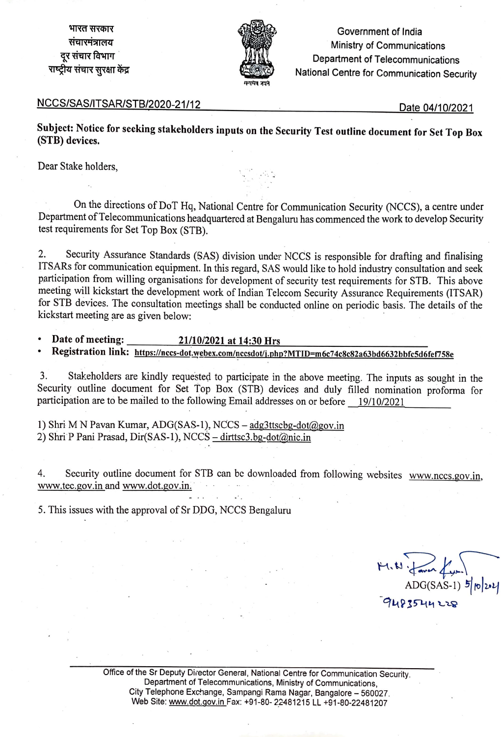भारत सरकार
संचारमंत्रालय
दूर संचार विभाग
राष्ट्रीय संचार सुरक्षा केंद्र

Government of India
Ministry of Communications
Department of Telecommunications
National Centre for Communication Security

NCCS/SAS/ITSAR/STB/2020-21/12 Date 04/10/2021

**Subject: Notice for seeking stakeholders inputs on the Security Test outline document for Set Top Box (STB) devices.**

Dear Stake holders,

On the directions of DoT Hq, National Centre for Communication Security (NCCS), a centre under Department of Telecommunications headquartered at Bengaluru has commenced the work to develop Security test requirements for Set Top Box (STB).

2. Security Assurance Standards (SAS) division under NCCS is responsible for drafting and finalising ITSARs for communication equipment. In this regard, SAS would like to hold industry consultation and seek participation from willing organisations for development of security test requirements for STB. This above meeting will kickstart the development work of Indian Telecom Security Assurance Requirements (ITSAR) for STB devices. The consultation meetings shall be conducted online on periodic basis. The details of the kickstart meeting are as given below:

- **Date of meeting:** **21/10/2021 at 14:30 Hrs**
- **Registration link:** https://nccs-dot.webex.com/nccsdot/j.php?MTID=m6c74c8c82a63bd6632bbfc5d6fef758e

3. Stakeholders are kindly requested to participate in the above meeting. The inputs as sought in the Security outline document for Set Top Box (STB) devices and duly filled nomination proforma for participation are to be mailed to the following Email addresses on or before 19/10/2021

1) Shri M N Pavan Kumar, ADG(SAS-1), NCCS – adg3ttscbg-dot@gov.in
2) Shri P Pani Prasad, Dir(SAS-1), NCCS – dirttsc3.bg-dot@nic.in

4. Security outline document for STB can be downloaded from following websites www.nccs.gov.in, www.tec.gov.in and www.dot.gov.in.

5. This issues with the approval of Sr DDG, NCCS Bengaluru

M.N. Pavan Kumar
ADG(SAS-1) 5/10/2021
9483544228

Office of the Sr Deputy Director General, National Centre for Communication Security.
Department of Telecommunications, Ministry of Communications,
City Telephone Exchange, Sampangi Rama Nagar, Bangalore – 560027.
Web Site: www.dot.gov.in Fax: +91-80- 22481215 LL +91-80-22481207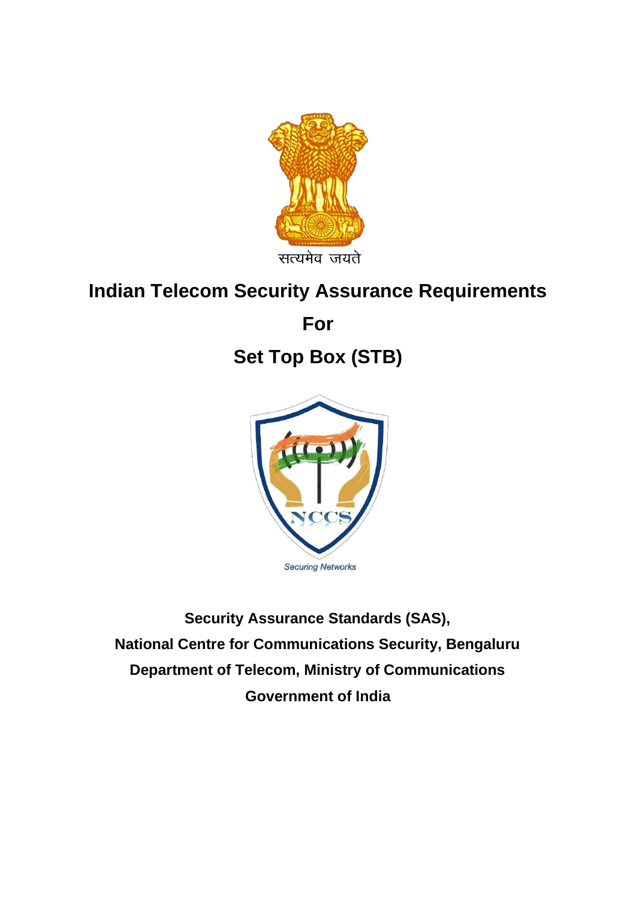सत्यमेव जयते

# Indian Telecom Security Assurance Requirements

# For

# Set Top Box (STB)

Securing Networks

**Security Assurance Standards (SAS),**

**National Centre for Communications Security, Bengaluru**

**Department of Telecom, Ministry of Communications**

**Government of India**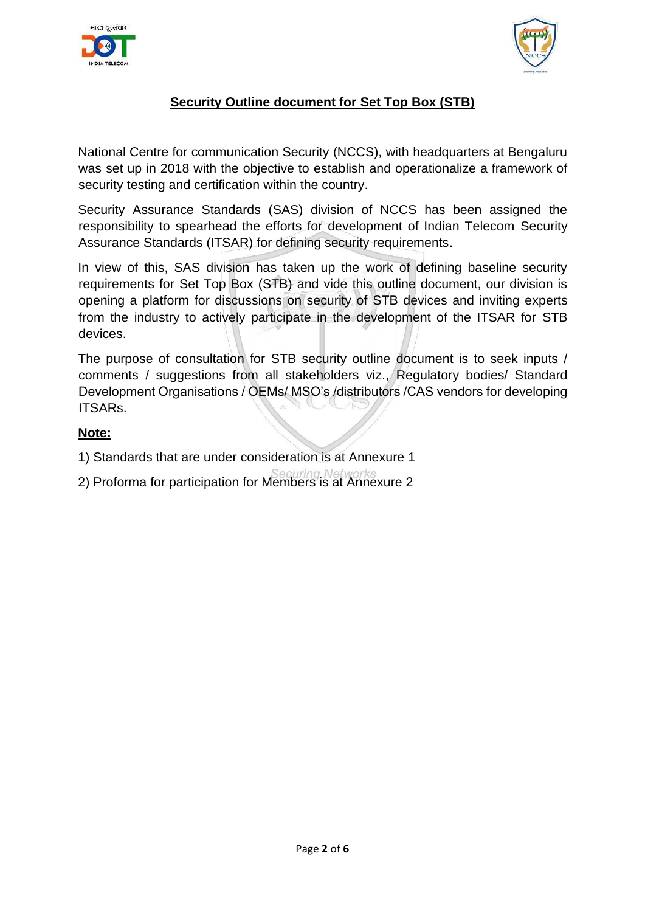# **Security Outline document for Set Top Box (STB)**

National Centre for communication Security (NCCS), with headquarters at Bengaluru was set up in 2018 with the objective to establish and operationalize a framework of security testing and certification within the country.

Security Assurance Standards (SAS) division of NCCS has been assigned the responsibility to spearhead the efforts for development of Indian Telecom Security Assurance Standards (ITSAR) for defining security requirements.

In view of this, SAS division has taken up the work of defining baseline security requirements for Set Top Box (STB) and vide this outline document, our division is opening a platform for discussions on security of STB devices and inviting experts from the industry to actively participate in the development of the ITSAR for STB devices.

The purpose of consultation for STB security outline document is to seek inputs / comments / suggestions from all stakeholders viz., Regulatory bodies/ Standard Development Organisations / OEMs/ MSO's /distributors /CAS vendors for developing ITSARs.

**Note:**

1) Standards that are under consideration is at Annexure 1

2) Proforma for participation for Members is at Annexure 2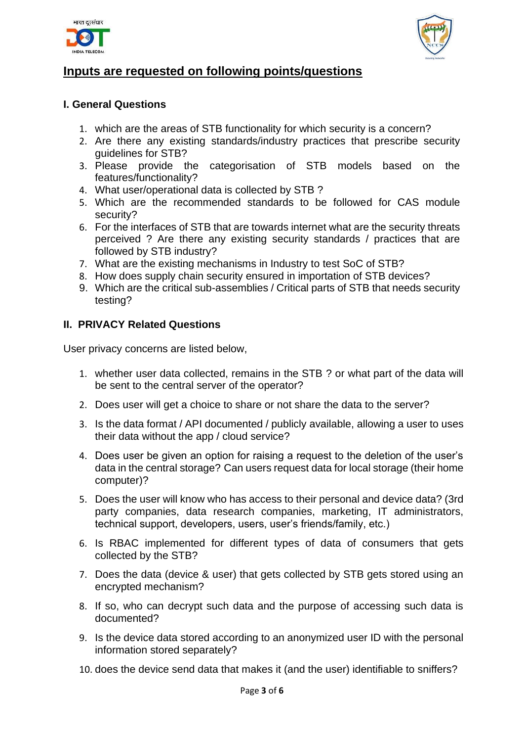## Inputs are requested on following points/questions

### I. General Questions

1. which are the areas of STB functionality for which security is a concern?
2. Are there any existing standards/industry practices that prescribe security guidelines for STB?
3. Please provide the categorisation of STB models based on the features/functionality?
4. What user/operational data is collected by STB ?
5. Which are the recommended standards to be followed for CAS module security?
6. For the interfaces of STB that are towards internet what are the security threats perceived ? Are there any existing security standards / practices that are followed by STB industry?
7. What are the existing mechanisms in Industry to test SoC of STB?
8. How does supply chain security ensured in importation of STB devices?
9. Which are the critical sub-assemblies / Critical parts of STB that needs security testing?

### II. PRIVACY Related Questions

User privacy concerns are listed below,

1. whether user data collected, remains in the STB ? or what part of the data will be sent to the central server of the operator?
2. Does user will get a choice to share or not share the data to the server?
3. Is the data format / API documented / publicly available, allowing a user to uses their data without the app / cloud service?
4. Does user be given an option for raising a request to the deletion of the user's data in the central storage? Can users request data for local storage (their home computer)?
5. Does the user will know who has access to their personal and device data? (3rd party companies, data research companies, marketing, IT administrators, technical support, developers, users, user's friends/family, etc.)
6. Is RBAC implemented for different types of data of consumers that gets collected by the STB?
7. Does the data (device & user) that gets collected by STB gets stored using an encrypted mechanism?
8. If so, who can decrypt such data and the purpose of accessing such data is documented?
9. Is the device data stored according to an anonymized user ID with the personal information stored separately?
10. does the device send data that makes it (and the user) identifiable to sniffers?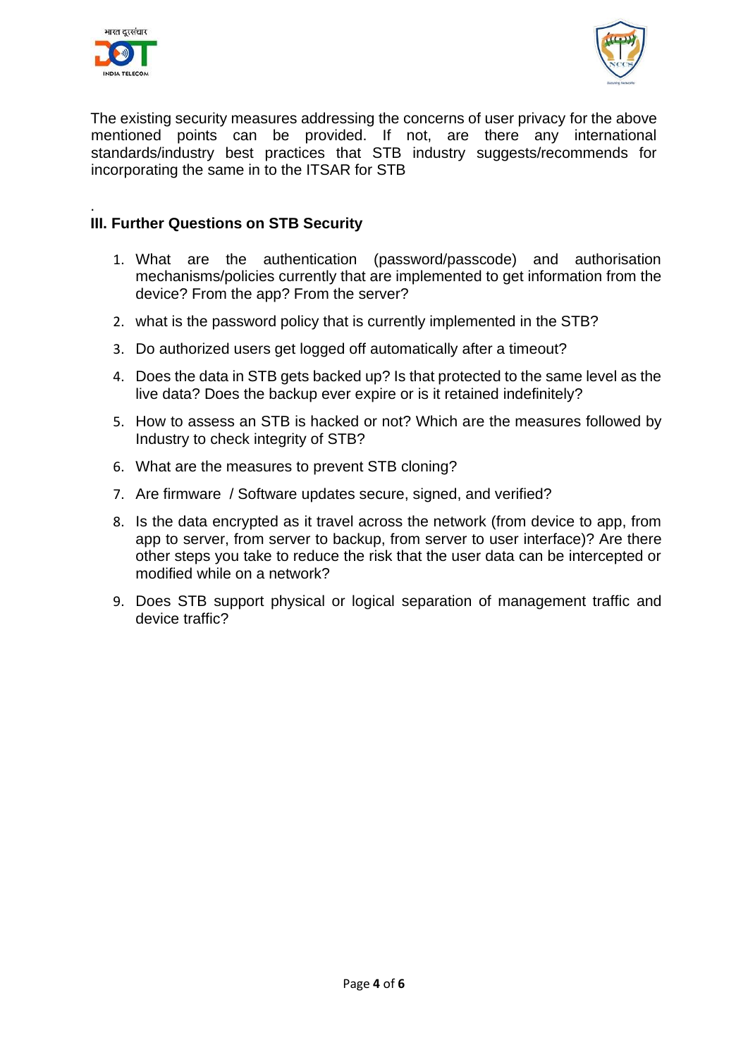The existing security measures addressing the concerns of user privacy for the above mentioned points can be provided. If not, are there any international standards/industry best practices that STB industry suggests/recommends for incorporating the same in to the ITSAR for STB

.

**III. Further Questions on STB Security**

1. What are the authentication (password/passcode) and authorisation mechanisms/policies currently that are implemented to get information from the device? From the app? From the server?
2. what is the password policy that is currently implemented in the STB?
3. Do authorized users get logged off automatically after a timeout?
4. Does the data in STB gets backed up? Is that protected to the same level as the live data? Does the backup ever expire or is it retained indefinitely?
5. How to assess an STB is hacked or not? Which are the measures followed by Industry to check integrity of STB?
6. What are the measures to prevent STB cloning?
7. Are firmware / Software updates secure, signed, and verified?
8. Is the data encrypted as it travel across the network (from device to app, from app to server, from server to backup, from server to user interface)? Are there other steps you take to reduce the risk that the user data can be intercepted or modified while on a network?
9. Does STB support physical or logical separation of management traffic and device traffic?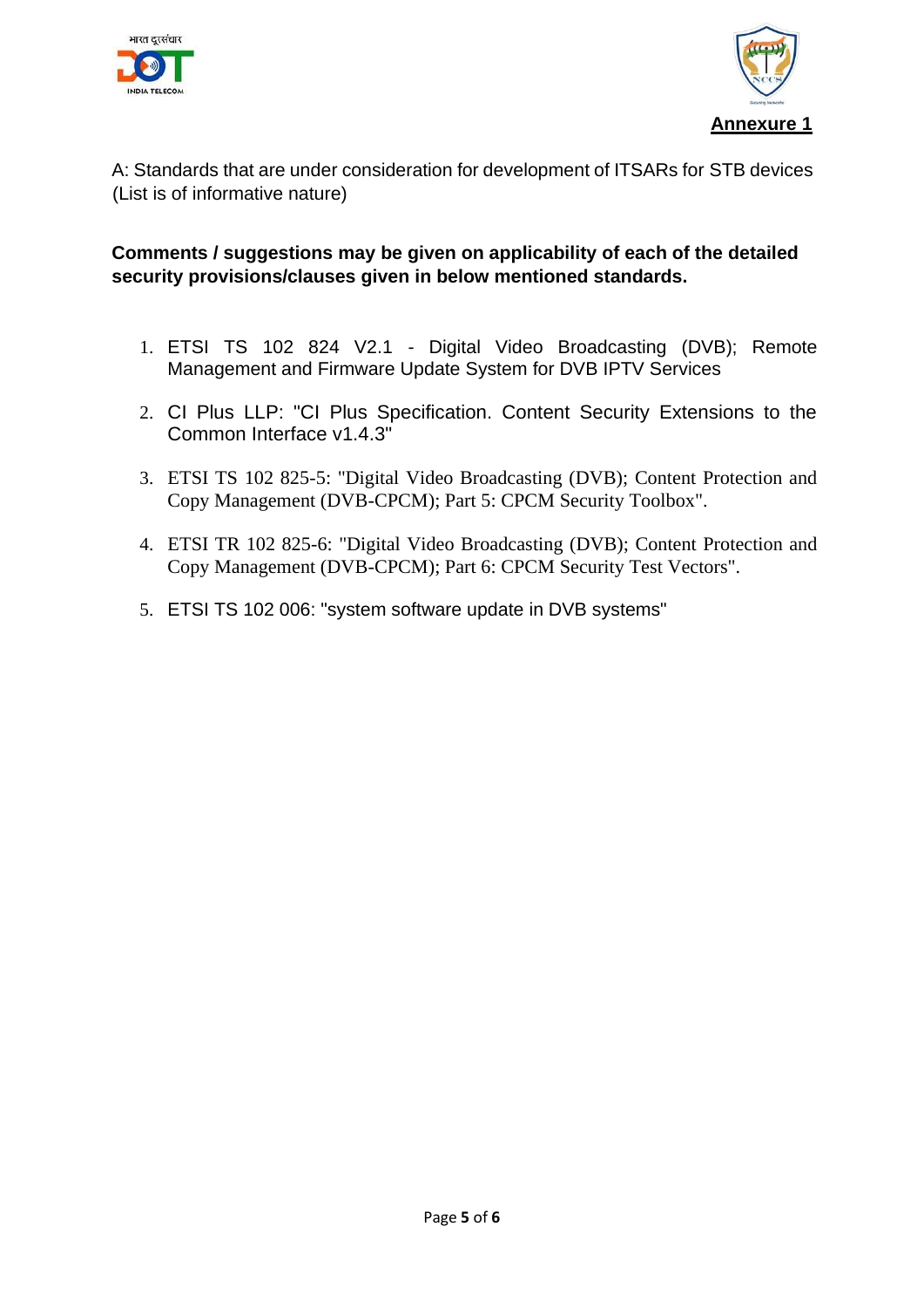**Annexure 1**

A: Standards that are under consideration for development of ITSARs for STB devices (List is of informative nature)

**Comments / suggestions may be given on applicability of each of the detailed security provisions/clauses given in below mentioned standards.**

1. ETSI TS 102 824 V2.1 - Digital Video Broadcasting (DVB); Remote Management and Firmware Update System for DVB IPTV Services
2. CI Plus LLP: "CI Plus Specification. Content Security Extensions to the Common Interface v1.4.3"
3. ETSI TS 102 825-5: "Digital Video Broadcasting (DVB); Content Protection and Copy Management (DVB-CPCM); Part 5: CPCM Security Toolbox".
4. ETSI TR 102 825-6: "Digital Video Broadcasting (DVB); Content Protection and Copy Management (DVB-CPCM); Part 6: CPCM Security Test Vectors".
5. ETSI TS 102 006: "system software update in DVB systems"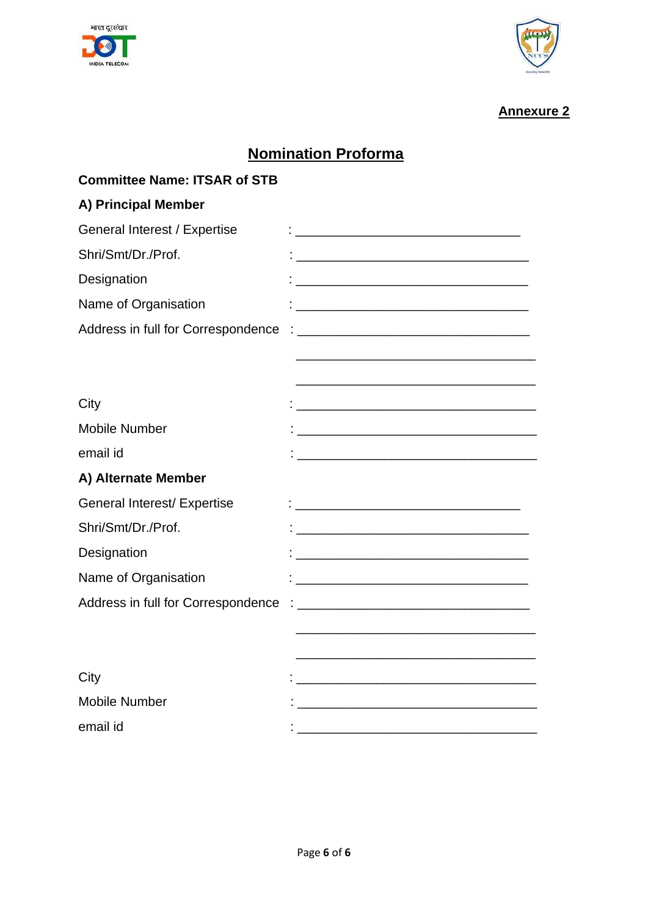**Annexure 2**

# Nomination Proforma

**Committee Name: ITSAR of STB**

**A) Principal Member**

General Interest / Expertise : ________________________________

Shri/Smt/Dr./Prof. : ________________________________

Designation : ________________________________

Name of Organisation : ________________________________

Address in full for Correspondence : ________________________________

________________________________

________________________________

City : ________________________________

Mobile Number : ________________________________

email id : ________________________________

**A) Alternate Member**

General Interest/ Expertise : ________________________________

Shri/Smt/Dr./Prof. : ________________________________

Designation : ________________________________

Name of Organisation : ________________________________

Address in full for Correspondence : ________________________________

________________________________

________________________________

City : ________________________________

Mobile Number : ________________________________

email id : ________________________________